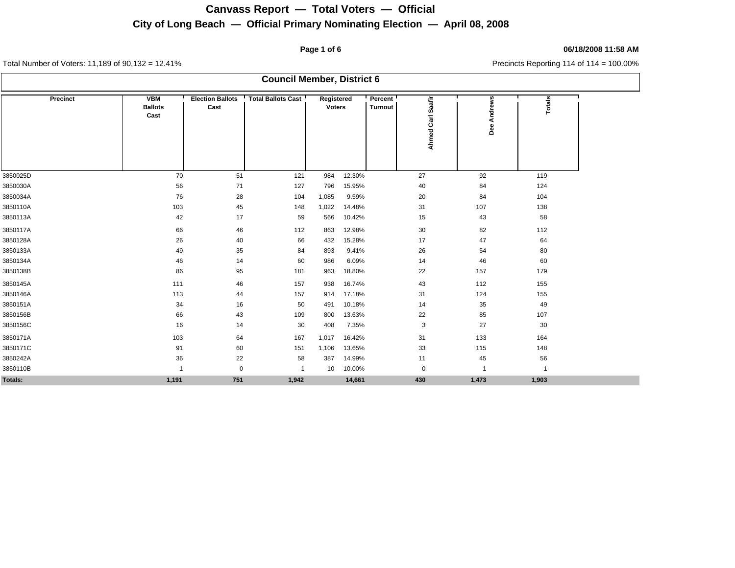# Canvass Report — Total Voters — Official

## City of Long Beach — Official Primary Nominating Election — April 08, 2008

06/18/2008 11:58 AM

Total Number of Voters: 11,189 of 90,132 = 12.41%

Precincts Reporting 114 of 114 = 100.00%

### Council Member, District 6

| Precinct | VBM Ballots Cast | Election Ballots Cast | Total Ballots Cast | Registered Voters | Percent Turnout | Ahmed Carl Saafir | Dee Andrews | Totals |
|---|---|---|---|---|---|---|---|---|
| 3850025D | 70 | 51 | 121 | 984 | 12.30% | 27 | 92 | 119 |
| 3850030A | 56 | 71 | 127 | 796 | 15.95% | 40 | 84 | 124 |
| 3850034A | 76 | 28 | 104 | 1,085 | 9.59% | 20 | 84 | 104 |
| 3850110A | 103 | 45 | 148 | 1,022 | 14.48% | 31 | 107 | 138 |
| 3850113A | 42 | 17 | 59 | 566 | 10.42% | 15 | 43 | 58 |
| 3850117A | 66 | 46 | 112 | 863 | 12.98% | 30 | 82 | 112 |
| 3850128A | 26 | 40 | 66 | 432 | 15.28% | 17 | 47 | 64 |
| 3850133A | 49 | 35 | 84 | 893 | 9.41% | 26 | 54 | 80 |
| 3850134A | 46 | 14 | 60 | 986 | 6.09% | 14 | 46 | 60 |
| 3850138B | 86 | 95 | 181 | 963 | 18.80% | 22 | 157 | 179 |
| 3850145A | 111 | 46 | 157 | 938 | 16.74% | 43 | 112 | 155 |
| 3850146A | 113 | 44 | 157 | 914 | 17.18% | 31 | 124 | 155 |
| 3850151A | 34 | 16 | 50 | 491 | 10.18% | 14 | 35 | 49 |
| 3850156B | 66 | 43 | 109 | 800 | 13.63% | 22 | 85 | 107 |
| 3850156C | 16 | 14 | 30 | 408 | 7.35% | 3 | 27 | 30 |
| 3850171A | 103 | 64 | 167 | 1,017 | 16.42% | 31 | 133 | 164 |
| 3850171C | 91 | 60 | 151 | 1,106 | 13.65% | 33 | 115 | 148 |
| 3850242A | 36 | 22 | 58 | 387 | 14.99% | 11 | 45 | 56 |
| 3850110B | 1 | 0 | 1 | 10 | 10.00% | 0 | 1 | 1 |
| **Totals:** | **1,191** | **751** | **1,942** | **14,661** | | **430** | **1,473** | **1,903** |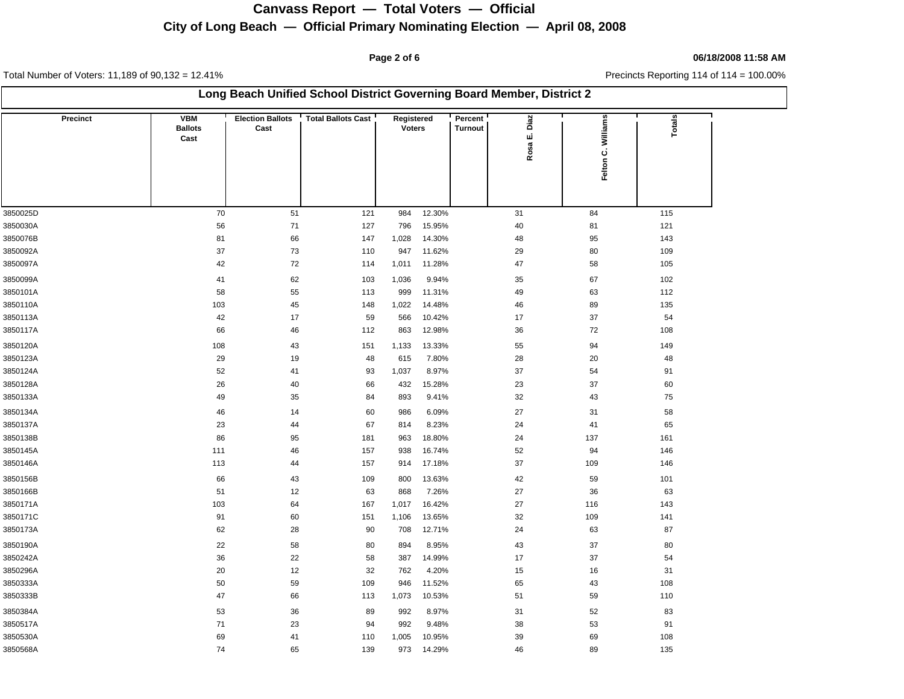# Canvass Report — Total Voters — Official

## City of Long Beach — Official Primary Nominating Election — April 08, 2008

06/18/2008 11:58 AM

Total Number of Voters: 11,189 of 90,132 = 12.41%

Precincts Reporting 114 of 114 = 100.00%

### Long Beach Unified School District Governing Board Member, District 2

| Precinct | VBM Ballots Cast | Election Ballots Cast | Total Ballots Cast | Registered Voters | Percent Turnout | Rosa E. Diaz | Felton C. Williams | Totals |
|---|---|---|---|---|---|---|---|---|
| 3850025D | 70 | 51 | 121 | 984 | 12.30% | 31 | 84 | 115 |
| 3850030A | 56 | 71 | 127 | 796 | 15.95% | 40 | 81 | 121 |
| 3850076B | 81 | 66 | 147 | 1,028 | 14.30% | 48 | 95 | 143 |
| 3850092A | 37 | 73 | 110 | 947 | 11.62% | 29 | 80 | 109 |
| 3850097A | 42 | 72 | 114 | 1,011 | 11.28% | 47 | 58 | 105 |
| 3850099A | 41 | 62 | 103 | 1,036 | 9.94% | 35 | 67 | 102 |
| 3850101A | 58 | 55 | 113 | 999 | 11.31% | 49 | 63 | 112 |
| 3850110A | 103 | 45 | 148 | 1,022 | 14.48% | 46 | 89 | 135 |
| 3850113A | 42 | 17 | 59 | 566 | 10.42% | 17 | 37 | 54 |
| 3850117A | 66 | 46 | 112 | 863 | 12.98% | 36 | 72 | 108 |
| 3850120A | 108 | 43 | 151 | 1,133 | 13.33% | 55 | 94 | 149 |
| 3850123A | 29 | 19 | 48 | 615 | 7.80% | 28 | 20 | 48 |
| 3850124A | 52 | 41 | 93 | 1,037 | 8.97% | 37 | 54 | 91 |
| 3850128A | 26 | 40 | 66 | 432 | 15.28% | 23 | 37 | 60 |
| 3850133A | 49 | 35 | 84 | 893 | 9.41% | 32 | 43 | 75 |
| 3850134A | 46 | 14 | 60 | 986 | 6.09% | 27 | 31 | 58 |
| 3850137A | 23 | 44 | 67 | 814 | 8.23% | 24 | 41 | 65 |
| 3850138B | 86 | 95 | 181 | 963 | 18.80% | 24 | 137 | 161 |
| 3850145A | 111 | 46 | 157 | 938 | 16.74% | 52 | 94 | 146 |
| 3850146A | 113 | 44 | 157 | 914 | 17.18% | 37 | 109 | 146 |
| 3850156B | 66 | 43 | 109 | 800 | 13.63% | 42 | 59 | 101 |
| 3850166B | 51 | 12 | 63 | 868 | 7.26% | 27 | 36 | 63 |
| 3850171A | 103 | 64 | 167 | 1,017 | 16.42% | 27 | 116 | 143 |
| 3850171C | 91 | 60 | 151 | 1,106 | 13.65% | 32 | 109 | 141 |
| 3850173A | 62 | 28 | 90 | 708 | 12.71% | 24 | 63 | 87 |
| 3850190A | 22 | 58 | 80 | 894 | 8.95% | 43 | 37 | 80 |
| 3850242A | 36 | 22 | 58 | 387 | 14.99% | 17 | 37 | 54 |
| 3850296A | 20 | 12 | 32 | 762 | 4.20% | 15 | 16 | 31 |
| 3850333A | 50 | 59 | 109 | 946 | 11.52% | 65 | 43 | 108 |
| 3850333B | 47 | 66 | 113 | 1,073 | 10.53% | 51 | 59 | 110 |
| 3850384A | 53 | 36 | 89 | 992 | 8.97% | 31 | 52 | 83 |
| 3850517A | 71 | 23 | 94 | 992 | 9.48% | 38 | 53 | 91 |
| 3850530A | 69 | 41 | 110 | 1,005 | 10.95% | 39 | 69 | 108 |
| 3850568A | 74 | 65 | 139 | 973 | 14.29% | 46 | 89 | 135 |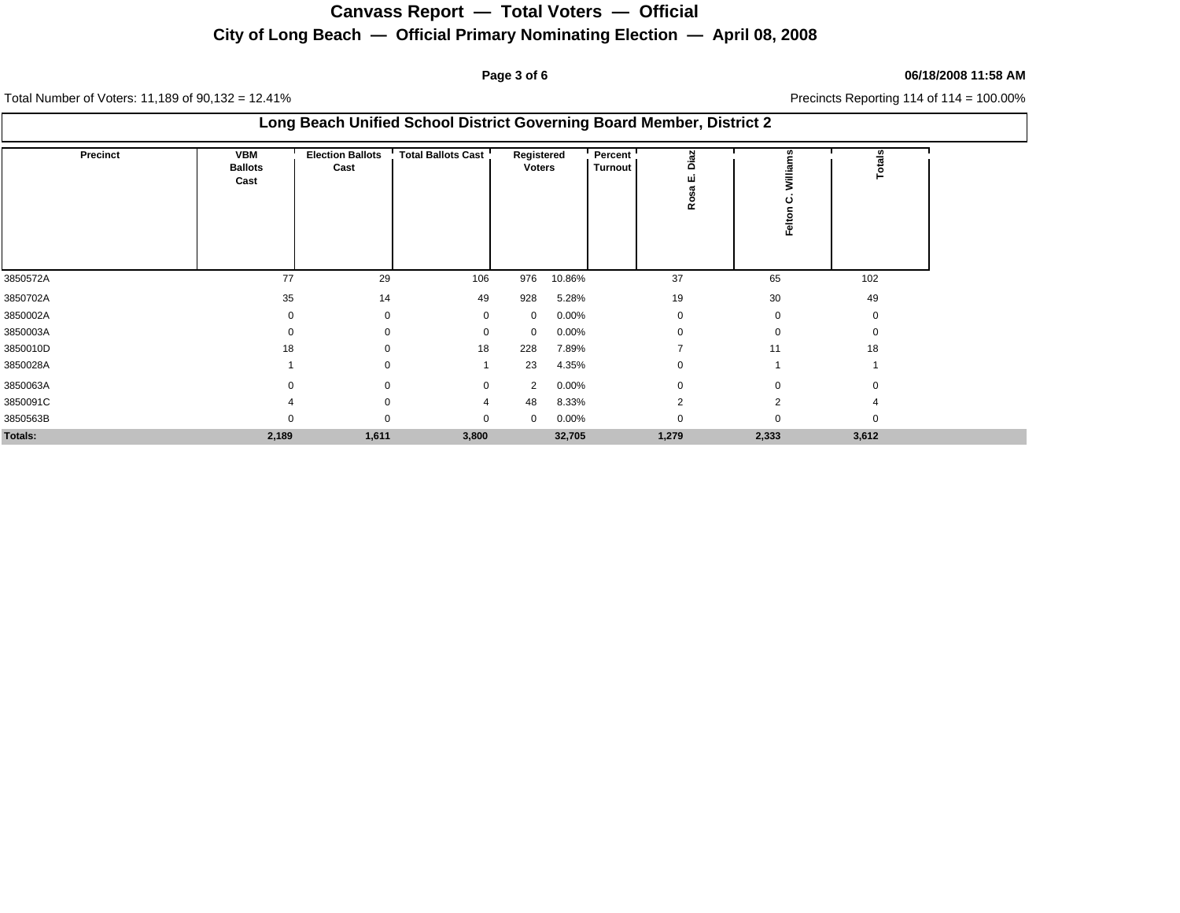# Canvass Report — Total Voters — Official

## City of Long Beach — Official Primary Nominating Election — April 08, 2008

06/18/2008 11:58 AM

Total Number of Voters: 11,189 of 90,132 = 12.41%

Precincts Reporting 114 of 114 = 100.00%

### Long Beach Unified School District Governing Board Member, District 2

| Precinct | VBM Ballots Cast | Election Ballots Cast | Total Ballots Cast | Registered Voters | Percent Turnout | Rosa E. Diaz | Felton C. Williams | Totals |
|---|---|---|---|---|---|---|---|---|
| 3850572A | 77 | 29 | 106 | 976 | 10.86% | 37 | 65 | 102 |
| 3850702A | 35 | 14 | 49 | 928 | 5.28% | 19 | 30 | 49 |
| 3850002A | 0 | 0 | 0 | 0 | 0.00% | 0 | 0 | 0 |
| 3850003A | 0 | 0 | 0 | 0 | 0.00% | 0 | 0 | 0 |
| 3850010D | 18 | 0 | 18 | 228 | 7.89% | 7 | 11 | 18 |
| 3850028A | 1 | 0 | 1 | 23 | 4.35% | 0 | 1 | 1 |
| 3850063A | 0 | 0 | 0 | 2 | 0.00% | 0 | 0 | 0 |
| 3850091C | 4 | 0 | 4 | 48 | 8.33% | 2 | 2 | 4 |
| 3850563B | 0 | 0 | 0 | 0 | 0.00% | 0 | 0 | 0 |
| **Totals:** | **2,189** | **1,611** | **3,800** | **32,705** | | **1,279** | **2,333** | **3,612** |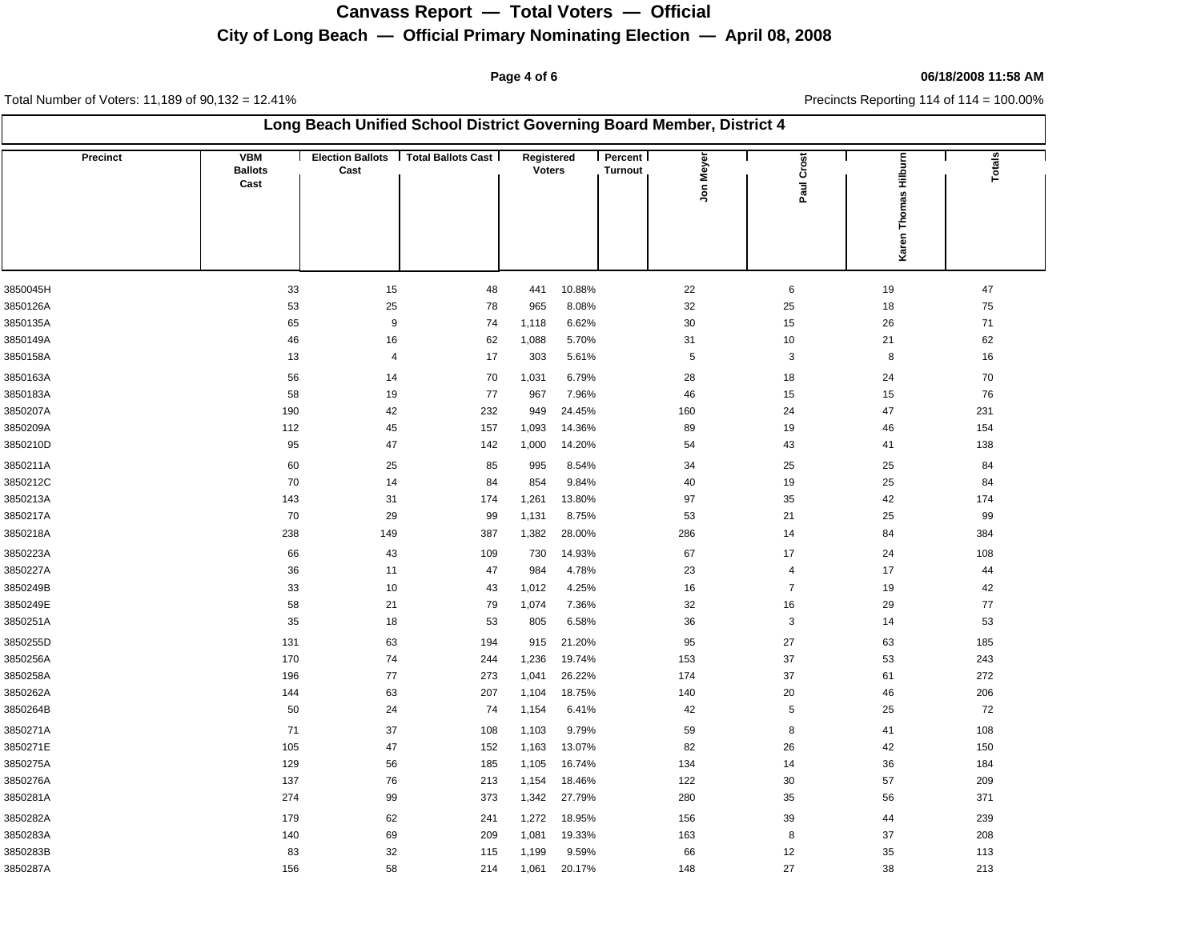# Canvass Report — Total Voters — Official

## City of Long Beach — Official Primary Nominating Election — April 08, 2008

06/18/2008 11:58 AM

Total Number of Voters: 11,189 of 90,132 = 12.41%

Precincts Reporting 114 of 114 = 100.00%

### Long Beach Unified School District Governing Board Member, District 4

| Precinct | VBM Ballots Cast | Election Ballots Cast | Total Ballots Cast | Registered Voters | Percent Turnout | Jon Meyer | Paul Crost | Karen Thomas Hilburn | Totals |
|---|---|---|---|---|---|---|---|---|---|
| 3850045H | 33 | 15 | 48 | 441 | 10.88% | 22 | 6 | 19 | 47 |
| 3850126A | 53 | 25 | 78 | 965 | 8.08% | 32 | 25 | 18 | 75 |
| 3850135A | 65 | 9 | 74 | 1,118 | 6.62% | 30 | 15 | 26 | 71 |
| 3850149A | 46 | 16 | 62 | 1,088 | 5.70% | 31 | 10 | 21 | 62 |
| 3850158A | 13 | 4 | 17 | 303 | 5.61% | 5 | 3 | 8 | 16 |
| 3850163A | 56 | 14 | 70 | 1,031 | 6.79% | 28 | 18 | 24 | 70 |
| 3850183A | 58 | 19 | 77 | 967 | 7.96% | 46 | 15 | 15 | 76 |
| 3850207A | 190 | 42 | 232 | 949 | 24.45% | 160 | 24 | 47 | 231 |
| 3850209A | 112 | 45 | 157 | 1,093 | 14.36% | 89 | 19 | 46 | 154 |
| 3850210D | 95 | 47 | 142 | 1,000 | 14.20% | 54 | 43 | 41 | 138 |
| 3850211A | 60 | 25 | 85 | 995 | 8.54% | 34 | 25 | 25 | 84 |
| 3850212C | 70 | 14 | 84 | 854 | 9.84% | 40 | 19 | 25 | 84 |
| 3850213A | 143 | 31 | 174 | 1,261 | 13.80% | 97 | 35 | 42 | 174 |
| 3850217A | 70 | 29 | 99 | 1,131 | 8.75% | 53 | 21 | 25 | 99 |
| 3850218A | 238 | 149 | 387 | 1,382 | 28.00% | 286 | 14 | 84 | 384 |
| 3850223A | 66 | 43 | 109 | 730 | 14.93% | 67 | 17 | 24 | 108 |
| 3850227A | 36 | 11 | 47 | 984 | 4.78% | 23 | 4 | 17 | 44 |
| 3850249B | 33 | 10 | 43 | 1,012 | 4.25% | 16 | 7 | 19 | 42 |
| 3850249E | 58 | 21 | 79 | 1,074 | 7.36% | 32 | 16 | 29 | 77 |
| 3850251A | 35 | 18 | 53 | 805 | 6.58% | 36 | 3 | 14 | 53 |
| 3850255D | 131 | 63 | 194 | 915 | 21.20% | 95 | 27 | 63 | 185 |
| 3850256A | 170 | 74 | 244 | 1,236 | 19.74% | 153 | 37 | 53 | 243 |
| 3850258A | 196 | 77 | 273 | 1,041 | 26.22% | 174 | 37 | 61 | 272 |
| 3850262A | 144 | 63 | 207 | 1,104 | 18.75% | 140 | 20 | 46 | 206 |
| 3850264B | 50 | 24 | 74 | 1,154 | 6.41% | 42 | 5 | 25 | 72 |
| 3850271A | 71 | 37 | 108 | 1,103 | 9.79% | 59 | 8 | 41 | 108 |
| 3850271E | 105 | 47 | 152 | 1,163 | 13.07% | 82 | 26 | 42 | 150 |
| 3850275A | 129 | 56 | 185 | 1,105 | 16.74% | 134 | 14 | 36 | 184 |
| 3850276A | 137 | 76 | 213 | 1,154 | 18.46% | 122 | 30 | 57 | 209 |
| 3850281A | 274 | 99 | 373 | 1,342 | 27.79% | 280 | 35 | 56 | 371 |
| 3850282A | 179 | 62 | 241 | 1,272 | 18.95% | 156 | 39 | 44 | 239 |
| 3850283A | 140 | 69 | 209 | 1,081 | 19.33% | 163 | 8 | 37 | 208 |
| 3850283B | 83 | 32 | 115 | 1,199 | 9.59% | 66 | 12 | 35 | 113 |
| 3850287A | 156 | 58 | 214 | 1,061 | 20.17% | 148 | 27 | 38 | 213 |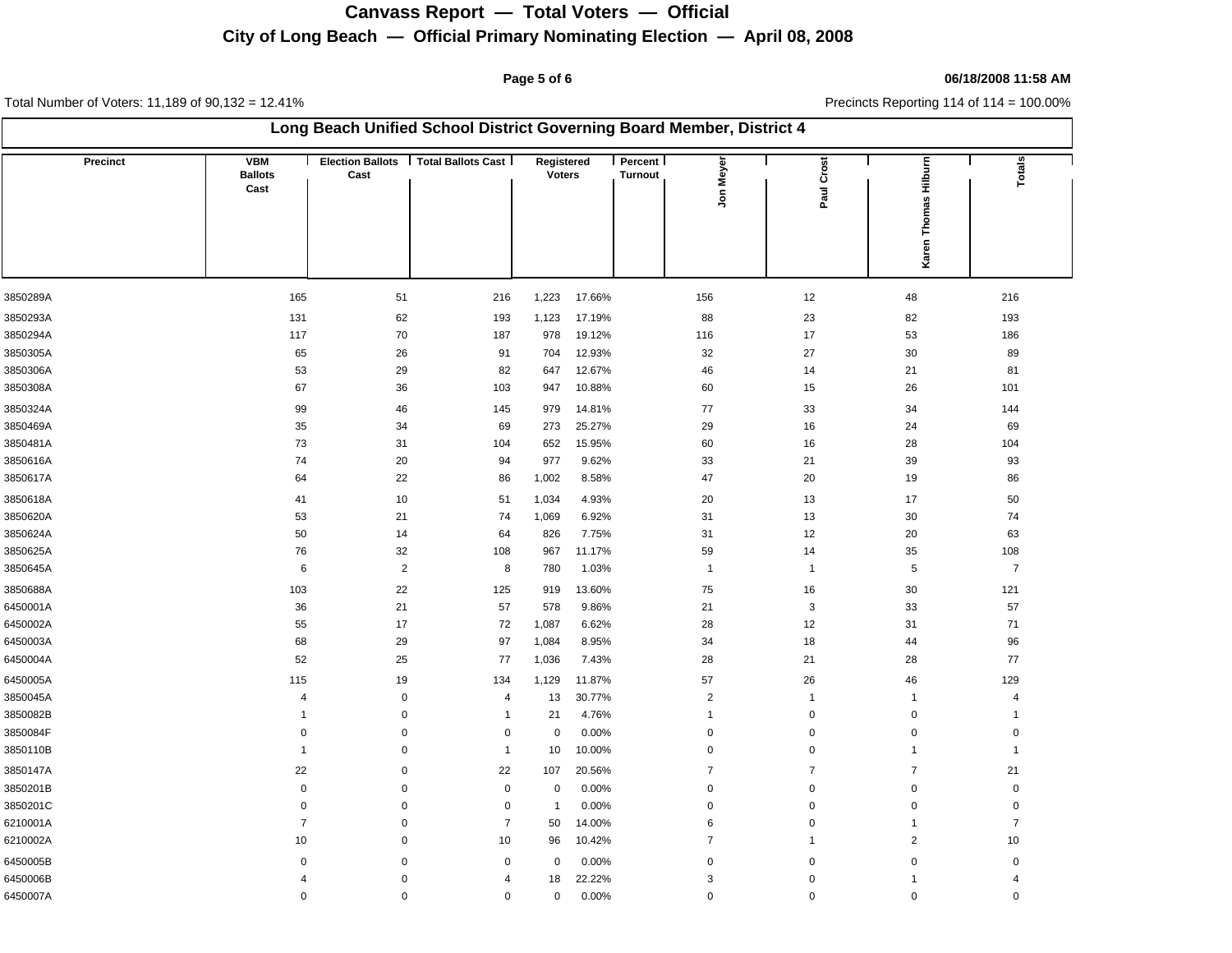# Canvass Report — Total Voters — Official

## City of Long Beach — Official Primary Nominating Election — April 08, 2008

06/18/2008 11:58 AM

Total Number of Voters: 11,189 of 90,132 = 12.41%

Precincts Reporting 114 of 114 = 100.00%

### Long Beach Unified School District Governing Board Member, District 4

| Precinct | VBM Ballots Cast | Election Ballots Cast | Total Ballots Cast | Registered Voters | Percent Turnout | Jon Meyer | Paul Crost | Karen Thomas Hilburn | Totals |
|---|---|---|---|---|---|---|---|---|---|
| 3850289A | 165 | 51 | 216 | 1,223 | 17.66% | 156 | 12 | 48 | 216 |
| 3850293A | 131 | 62 | 193 | 1,123 | 17.19% | 88 | 23 | 82 | 193 |
| 3850294A | 117 | 70 | 187 | 978 | 19.12% | 116 | 17 | 53 | 186 |
| 3850305A | 65 | 26 | 91 | 704 | 12.93% | 32 | 27 | 30 | 89 |
| 3850306A | 53 | 29 | 82 | 647 | 12.67% | 46 | 14 | 21 | 81 |
| 3850308A | 67 | 36 | 103 | 947 | 10.88% | 60 | 15 | 26 | 101 |
| 3850324A | 99 | 46 | 145 | 979 | 14.81% | 77 | 33 | 34 | 144 |
| 3850469A | 35 | 34 | 69 | 273 | 25.27% | 29 | 16 | 24 | 69 |
| 3850481A | 73 | 31 | 104 | 652 | 15.95% | 60 | 16 | 28 | 104 |
| 3850616A | 74 | 20 | 94 | 977 | 9.62% | 33 | 21 | 39 | 93 |
| 3850617A | 64 | 22 | 86 | 1,002 | 8.58% | 47 | 20 | 19 | 86 |
| 3850618A | 41 | 10 | 51 | 1,034 | 4.93% | 20 | 13 | 17 | 50 |
| 3850620A | 53 | 21 | 74 | 1,069 | 6.92% | 31 | 13 | 30 | 74 |
| 3850624A | 50 | 14 | 64 | 826 | 7.75% | 31 | 12 | 20 | 63 |
| 3850625A | 76 | 32 | 108 | 967 | 11.17% | 59 | 14 | 35 | 108 |
| 3850645A | 6 | 2 | 8 | 780 | 1.03% | 1 | 1 | 5 | 7 |
| 3850688A | 103 | 22 | 125 | 919 | 13.60% | 75 | 16 | 30 | 121 |
| 6450001A | 36 | 21 | 57 | 578 | 9.86% | 21 | 3 | 33 | 57 |
| 6450002A | 55 | 17 | 72 | 1,087 | 6.62% | 28 | 12 | 31 | 71 |
| 6450003A | 68 | 29 | 97 | 1,084 | 8.95% | 34 | 18 | 44 | 96 |
| 6450004A | 52 | 25 | 77 | 1,036 | 7.43% | 28 | 21 | 28 | 77 |
| 6450005A | 115 | 19 | 134 | 1,129 | 11.87% | 57 | 26 | 46 | 129 |
| 3850045A | 4 | 0 | 4 | 13 | 30.77% | 2 | 1 | 1 | 4 |
| 3850082B | 1 | 0 | 1 | 21 | 4.76% | 1 | 0 | 0 | 1 |
| 3850084F | 0 | 0 | 0 | 0 | 0.00% | 0 | 0 | 0 | 0 |
| 3850110B | 1 | 0 | 1 | 10 | 10.00% | 0 | 0 | 1 | 1 |
| 3850147A | 22 | 0 | 22 | 107 | 20.56% | 7 | 7 | 7 | 21 |
| 3850201B | 0 | 0 | 0 | 0 | 0.00% | 0 | 0 | 0 | 0 |
| 3850201C | 0 | 0 | 0 | 1 | 0.00% | 0 | 0 | 0 | 0 |
| 6210001A | 7 | 0 | 7 | 50 | 14.00% | 6 | 0 | 1 | 7 |
| 6210002A | 10 | 0 | 10 | 96 | 10.42% | 7 | 1 | 2 | 10 |
| 6450005B | 0 | 0 | 0 | 0 | 0.00% | 0 | 0 | 0 | 0 |
| 6450006B | 4 | 0 | 4 | 18 | 22.22% | 3 | 0 | 1 | 4 |
| 6450007A | 0 | 0 | 0 | 0 | 0.00% | 0 | 0 | 0 | 0 |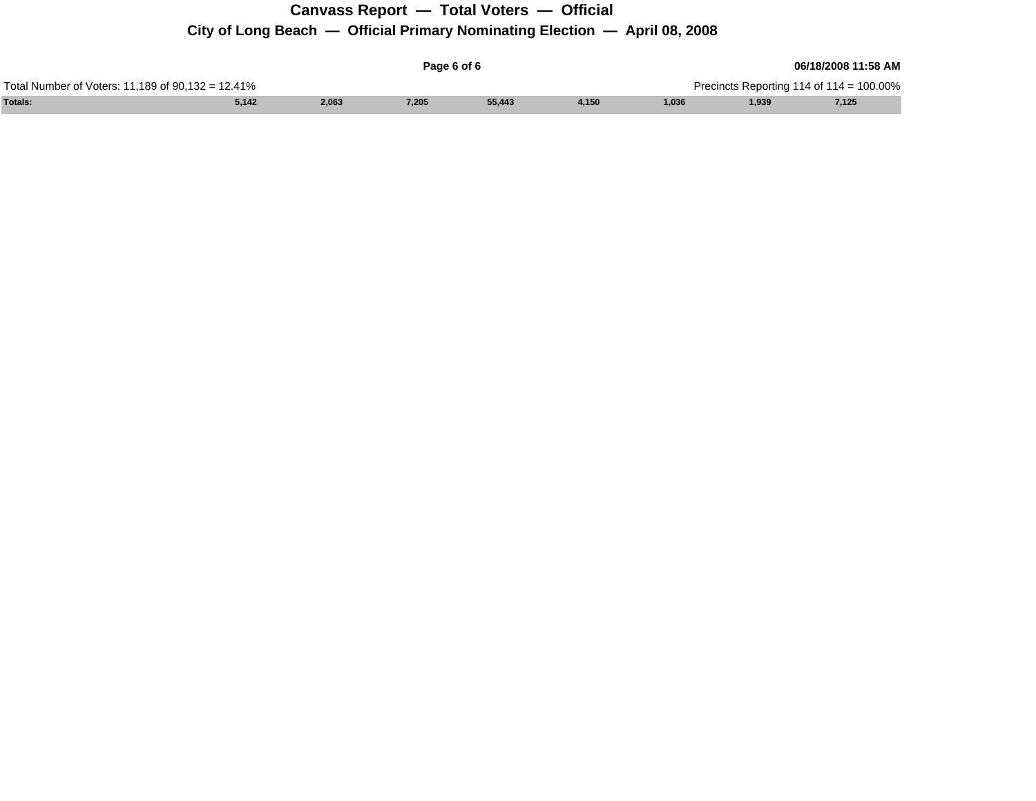# Canvass Report — Total Voters — Official

## City of Long Beach — Official Primary Nominating Election — April 08, 2008

06/18/2008 11:58 AM

Total Number of Voters: 11,189 of 90,132 = 12.41%

Precincts Reporting 114 of 114 = 100.00%

| | | | | | | | | |
|---|---|---|---|---|---|---|---|---|
| **Totals:** | **5,142** | **2,063** | **7,205** | **55,443** | **4,150** | **1,036** | **1,939** | **7,125** |